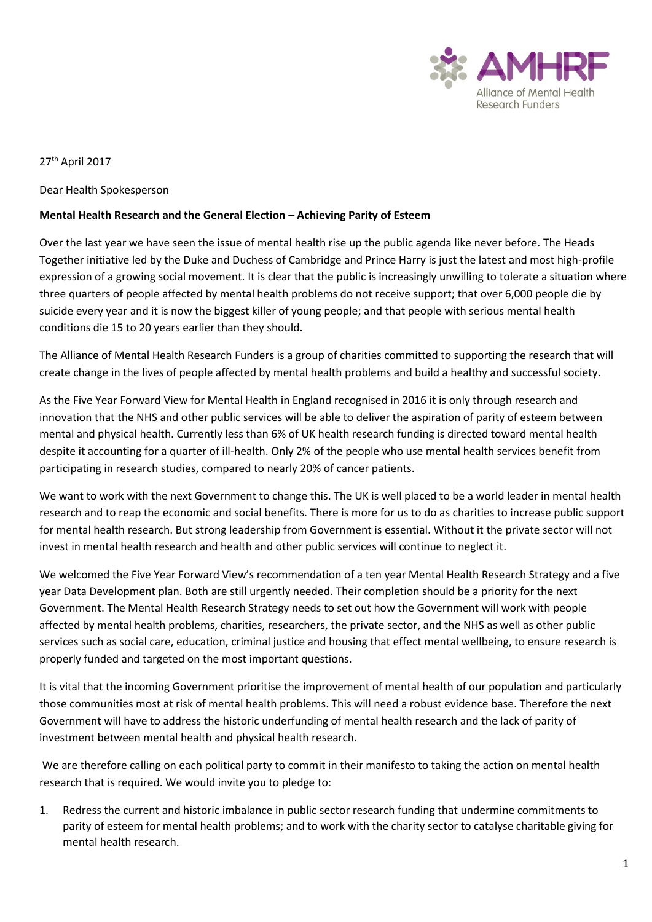27th April 2017

Dear Health Spokesperson

**Mental Health Research and the General Election – Achieving Parity of Esteem**

Over the last year we have seen the issue of mental health rise up the public agenda like never before. The Heads Together initiative led by the Duke and Duchess of Cambridge and Prince Harry is just the latest and most high-profile expression of a growing social movement. It is clear that the public is increasingly unwilling to tolerate a situation where three quarters of people affected by mental health problems do not receive support; that over 6,000 people die by suicide every year and it is now the biggest killer of young people; and that people with serious mental health conditions die 15 to 20 years earlier than they should.

The Alliance of Mental Health Research Funders is a group of charities committed to supporting the research that will create change in the lives of people affected by mental health problems and build a healthy and successful society.

As the Five Year Forward View for Mental Health in England recognised in 2016 it is only through research and innovation that the NHS and other public services will be able to deliver the aspiration of parity of esteem between mental and physical health. Currently less than 6% of UK health research funding is directed toward mental health despite it accounting for a quarter of ill-health. Only 2% of the people who use mental health services benefit from participating in research studies, compared to nearly 20% of cancer patients.

We want to work with the next Government to change this. The UK is well placed to be a world leader in mental health research and to reap the economic and social benefits. There is more for us to do as charities to increase public support for mental health research. But strong leadership from Government is essential. Without it the private sector will not invest in mental health research and health and other public services will continue to neglect it.

We welcomed the Five Year Forward View's recommendation of a ten year Mental Health Research Strategy and a five year Data Development plan. Both are still urgently needed. Their completion should be a priority for the next Government. The Mental Health Research Strategy needs to set out how the Government will work with people affected by mental health problems, charities, researchers, the private sector, and the NHS as well as other public services such as social care, education, criminal justice and housing that effect mental wellbeing, to ensure research is properly funded and targeted on the most important questions.

It is vital that the incoming Government prioritise the improvement of mental health of our population and particularly those communities most at risk of mental health problems. This will need a robust evidence base. Therefore the next Government will have to address the historic underfunding of mental health research and the lack of parity of investment between mental health and physical health research.

We are therefore calling on each political party to commit in their manifesto to taking the action on mental health research that is required. We would invite you to pledge to:

1. Redress the current and historic imbalance in public sector research funding that undermine commitments to parity of esteem for mental health problems; and to work with the charity sector to catalyse charitable giving for mental health research.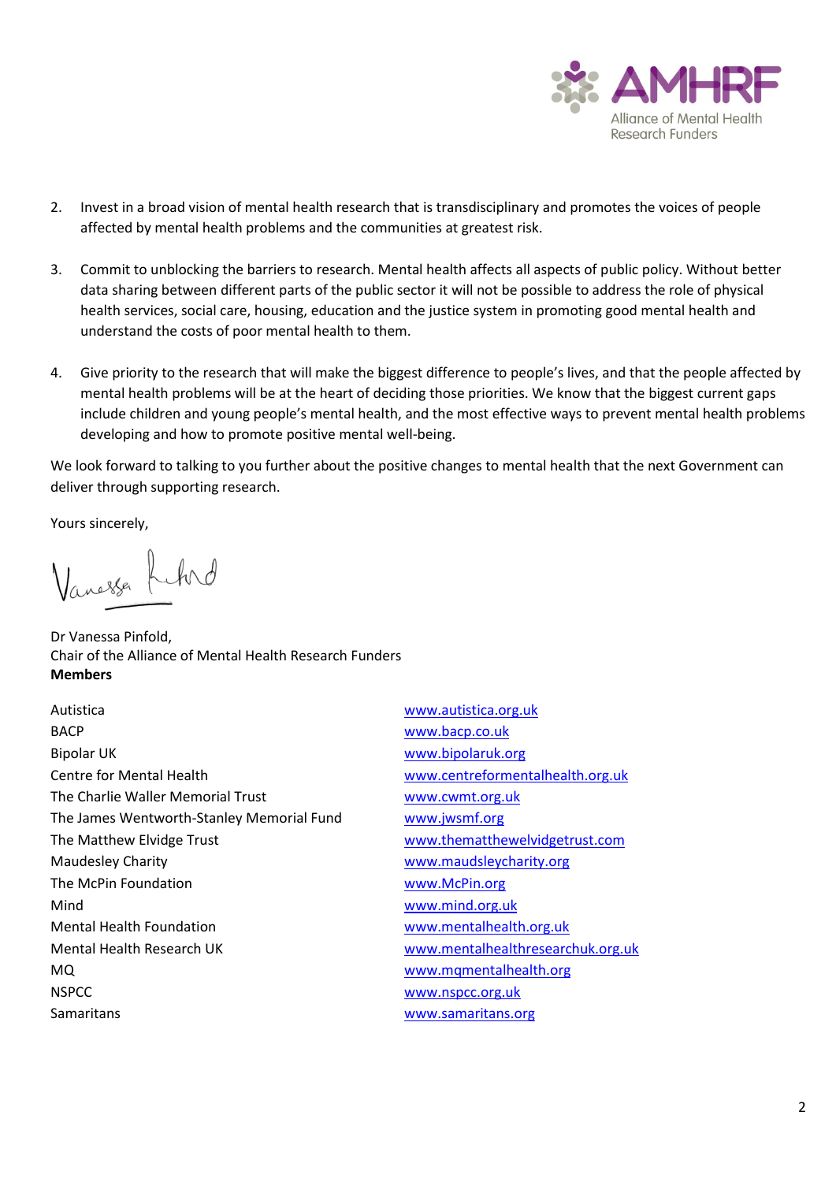2. Invest in a broad vision of mental health research that is transdisciplinary and promotes the voices of people affected by mental health problems and the communities at greatest risk.

3. Commit to unblocking the barriers to research. Mental health affects all aspects of public policy. Without better data sharing between different parts of the public sector it will not be possible to address the role of physical health services, social care, housing, education and the justice system in promoting good mental health and understand the costs of poor mental health to them.

4. Give priority to the research that will make the biggest difference to people's lives, and that the people affected by mental health problems will be at the heart of deciding those priorities. We know that the biggest current gaps include children and young people's mental health, and the most effective ways to prevent mental health problems developing and how to promote positive mental well-being.

We look forward to talking to you further about the positive changes to mental health that the next Government can deliver through supporting research.

Yours sincerely,

Dr Vanessa Pinfold,
Chair of the Alliance of Mental Health Research Funders

**Members**

| | |
|---|---|
| Autistica | www.autistica.org.uk |
| BACP | www.bacp.co.uk |
| Bipolar UK | www.bipolaruk.org |
| Centre for Mental Health | www.centreformentalhealth.org.uk |
| The Charlie Waller Memorial Trust | www.cwmt.org.uk |
| The James Wentworth-Stanley Memorial Fund | www.jwsmf.org |
| The Matthew Elvidge Trust | www.thematthewelvidgetrust.com |
| Maudesley Charity | www.maudsleycharity.org |
| The McPin Foundation | www.McPin.org |
| Mind | www.mind.org.uk |
| Mental Health Foundation | www.mentalhealth.org.uk |
| Mental Health Research UK | www.mentalhealthresearchuk.org.uk |
| MQ | www.mqmentalhealth.org |
| NSPCC | www.nspcc.org.uk |
| Samaritans | www.samaritans.org |